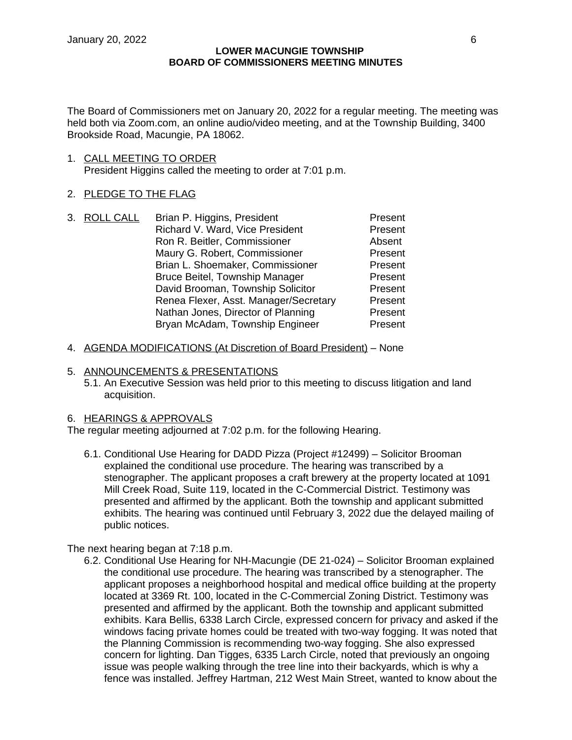**LOWER MACUNGIE TOWNSHIP**
**BOARD OF COMMISSIONERS MEETING MINUTES**

The Board of Commissioners met on January 20, 2022 for a regular meeting. The meeting was held both via Zoom.com, an online audio/video meeting, and at the Township Building, 3400 Brookside Road, Macungie, PA 18062.

1. CALL MEETING TO ORDER
   President Higgins called the meeting to order at 7:01 p.m.

2. PLEDGE TO THE FLAG

3. ROLL CALL

| | |
|---|---|
| Brian P. Higgins, President | Present |
| Richard V. Ward, Vice President | Present |
| Ron R. Beitler, Commissioner | Absent |
| Maury G. Robert, Commissioner | Present |
| Brian L. Shoemaker, Commissioner | Present |
| Bruce Beitel, Township Manager | Present |
| David Brooman, Township Solicitor | Present |
| Renea Flexer, Asst. Manager/Secretary | Present |
| Nathan Jones, Director of Planning | Present |
| Bryan McAdam, Township Engineer | Present |

4. AGENDA MODIFICATIONS (At Discretion of Board President) – None

5. ANNOUNCEMENTS & PRESENTATIONS
   5.1. An Executive Session was held prior to this meeting to discuss litigation and land acquisition.

6. HEARINGS & APPROVALS

The regular meeting adjourned at 7:02 p.m. for the following Hearing.

6.1. Conditional Use Hearing for DADD Pizza (Project #12499) – Solicitor Brooman explained the conditional use procedure. The hearing was transcribed by a stenographer. The applicant proposes a craft brewery at the property located at 1091 Mill Creek Road, Suite 119, located in the C-Commercial District. Testimony was presented and affirmed by the applicant. Both the township and applicant submitted exhibits. The hearing was continued until February 3, 2022 due the delayed mailing of public notices.

The next hearing began at 7:18 p.m.

6.2. Conditional Use Hearing for NH-Macungie (DE 21-024) – Solicitor Brooman explained the conditional use procedure. The hearing was transcribed by a stenographer. The applicant proposes a neighborhood hospital and medical office building at the property located at 3369 Rt. 100, located in the C-Commercial Zoning District. Testimony was presented and affirmed by the applicant. Both the township and applicant submitted exhibits. Kara Bellis, 6338 Larch Circle, expressed concern for privacy and asked if the windows facing private homes could be treated with two-way fogging. It was noted that the Planning Commission is recommending two-way fogging. She also expressed concern for lighting. Dan Tigges, 6335 Larch Circle, noted that previously an ongoing issue was people walking through the tree line into their backyards, which is why a fence was installed. Jeffrey Hartman, 212 West Main Street, wanted to know about the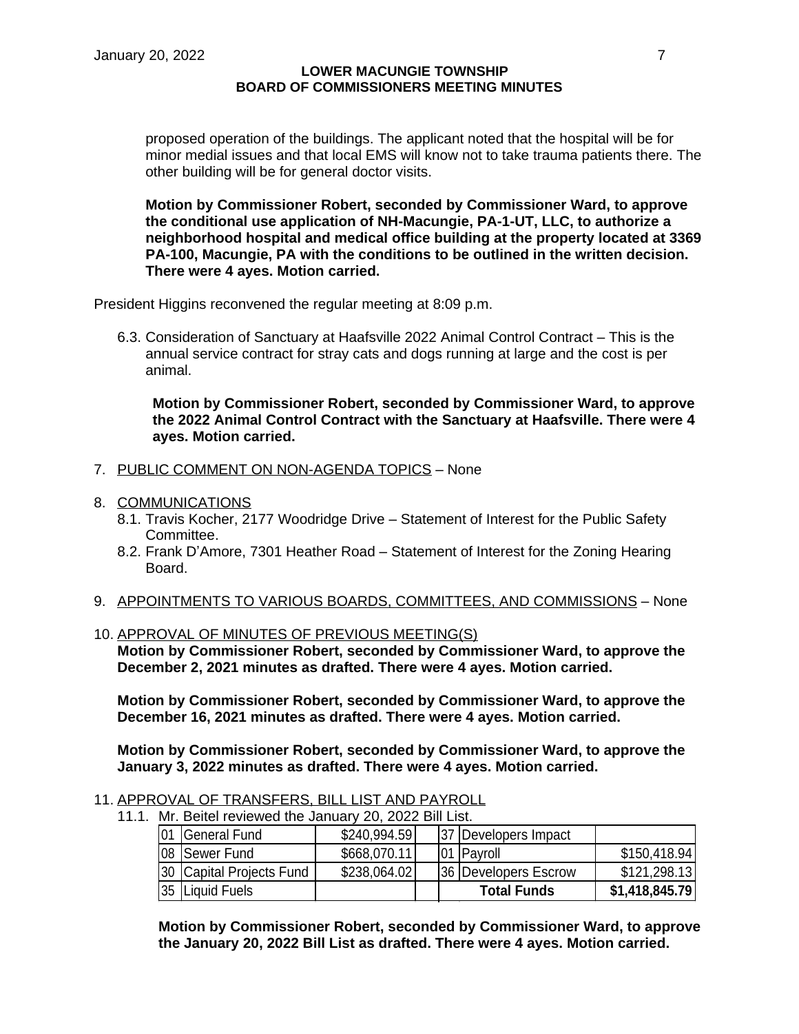proposed operation of the buildings. The applicant noted that the hospital will be for minor medial issues and that local EMS will know not to take trauma patients there. The other building will be for general doctor visits.

**Motion by Commissioner Robert, seconded by Commissioner Ward, to approve the conditional use application of NH-Macungie, PA-1-UT, LLC, to authorize a neighborhood hospital and medical office building at the property located at 3369 PA-100, Macungie, PA with the conditions to be outlined in the written decision. There were 4 ayes. Motion carried.**

President Higgins reconvened the regular meeting at 8:09 p.m.

6.3. Consideration of Sanctuary at Haafsville 2022 Animal Control Contract – This is the annual service contract for stray cats and dogs running at large and the cost is per animal.

**Motion by Commissioner Robert, seconded by Commissioner Ward, to approve the 2022 Animal Control Contract with the Sanctuary at Haafsville. There were 4 ayes. Motion carried.**

7. <u>PUBLIC COMMENT ON NON-AGENDA TOPICS</u> – None

8. <u>COMMUNICATIONS</u>
   8.1. Travis Kocher, 2177 Woodridge Drive – Statement of Interest for the Public Safety Committee.
   8.2. Frank D'Amore, 7301 Heather Road – Statement of Interest for the Zoning Hearing Board.

9. <u>APPOINTMENTS TO VARIOUS BOARDS, COMMITTEES, AND COMMISSIONS</u> – None

10. <u>APPROVAL OF MINUTES OF PREVIOUS MEETING(S)</u>

**Motion by Commissioner Robert, seconded by Commissioner Ward, to approve the December 2, 2021 minutes as drafted. There were 4 ayes. Motion carried.**

**Motion by Commissioner Robert, seconded by Commissioner Ward, to approve the December 16, 2021 minutes as drafted. There were 4 ayes. Motion carried.**

**Motion by Commissioner Robert, seconded by Commissioner Ward, to approve the January 3, 2022 minutes as drafted. There were 4 ayes. Motion carried.**

11. <u>APPROVAL OF TRANSFERS, BILL LIST AND PAYROLL</u>
   11.1. Mr. Beitel reviewed the January 20, 2022 Bill List.

| | | | | | | |
|---|---|---|---|---|---|---|
| 01 | General Fund | $240,994.59 | | 37 | Developers Impact | |
| 08 | Sewer Fund | $668,070.11 | | 01 | Payroll | $150,418.94 |
| 30 | Capital Projects Fund | $238,064.02 | | 36 | Developers Escrow | $121,298.13 |
| 35 | Liquid Fuels | | | | **Total Funds** | **$1,418,845.79** |

**Motion by Commissioner Robert, seconded by Commissioner Ward, to approve the January 20, 2022 Bill List as drafted. There were 4 ayes. Motion carried.**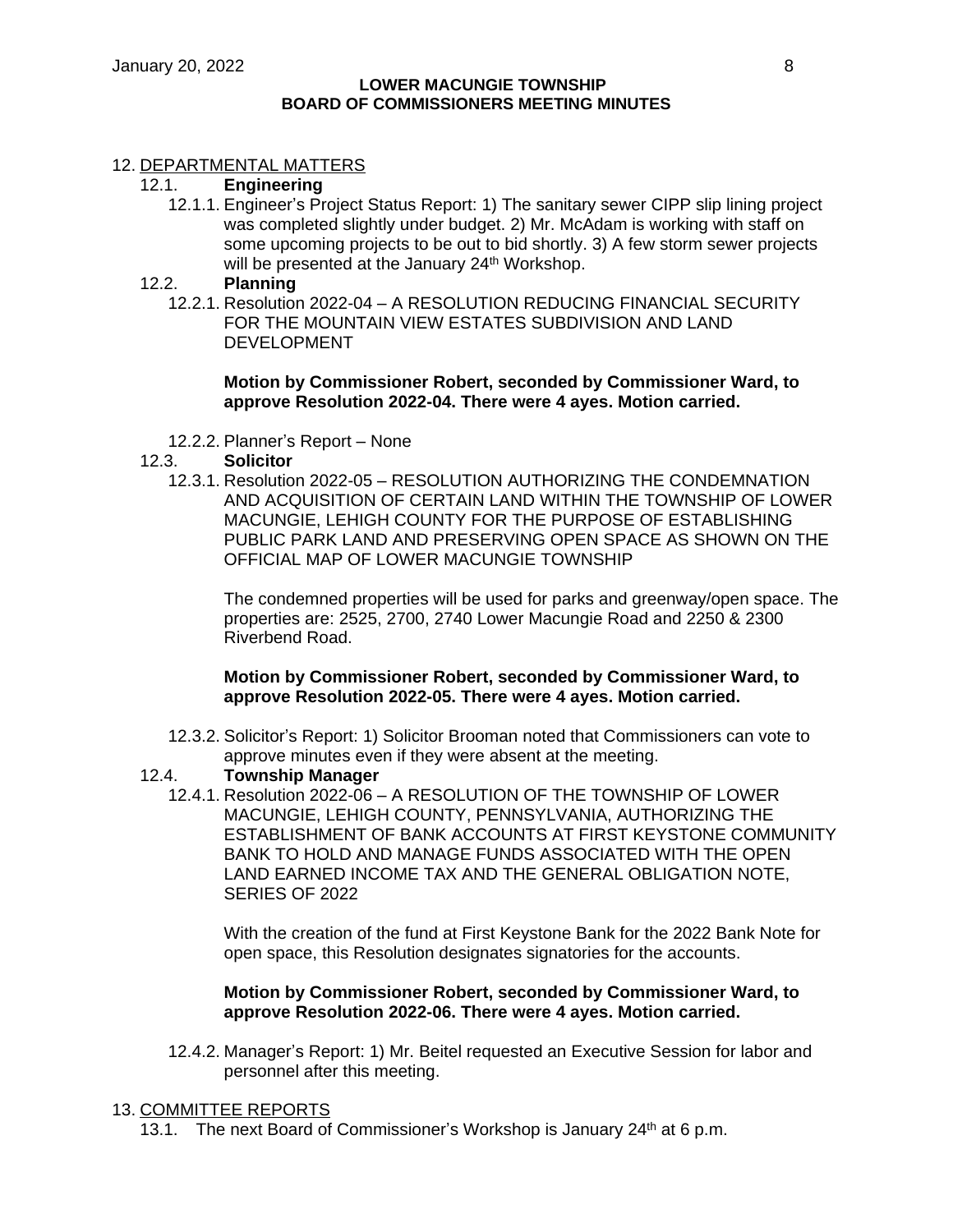## 12. DEPARTMENTAL MATTERS

### 12.1. **Engineering**

12.1.1. Engineer's Project Status Report: 1) The sanitary sewer CIPP slip lining project was completed slightly under budget. 2) Mr. McAdam is working with staff on some upcoming projects to be out to bid shortly. 3) A few storm sewer projects will be presented at the January 24th Workshop.

### 12.2. **Planning**

12.2.1. Resolution 2022-04 – A RESOLUTION REDUCING FINANCIAL SECURITY FOR THE MOUNTAIN VIEW ESTATES SUBDIVISION AND LAND DEVELOPMENT

**Motion by Commissioner Robert, seconded by Commissioner Ward, to approve Resolution 2022-04. There were 4 ayes. Motion carried.**

12.2.2. Planner's Report – None

### 12.3. **Solicitor**

12.3.1. Resolution 2022-05 – RESOLUTION AUTHORIZING THE CONDEMNATION AND ACQUISITION OF CERTAIN LAND WITHIN THE TOWNSHIP OF LOWER MACUNGIE, LEHIGH COUNTY FOR THE PURPOSE OF ESTABLISHING PUBLIC PARK LAND AND PRESERVING OPEN SPACE AS SHOWN ON THE OFFICIAL MAP OF LOWER MACUNGIE TOWNSHIP

The condemned properties will be used for parks and greenway/open space. The properties are: 2525, 2700, 2740 Lower Macungie Road and 2250 & 2300 Riverbend Road.

**Motion by Commissioner Robert, seconded by Commissioner Ward, to approve Resolution 2022-05. There were 4 ayes. Motion carried.**

12.3.2. Solicitor's Report: 1) Solicitor Brooman noted that Commissioners can vote to approve minutes even if they were absent at the meeting.

### 12.4. **Township Manager**

12.4.1. Resolution 2022-06 – A RESOLUTION OF THE TOWNSHIP OF LOWER MACUNGIE, LEHIGH COUNTY, PENNSYLVANIA, AUTHORIZING THE ESTABLISHMENT OF BANK ACCOUNTS AT FIRST KEYSTONE COMMUNITY BANK TO HOLD AND MANAGE FUNDS ASSOCIATED WITH THE OPEN LAND EARNED INCOME TAX AND THE GENERAL OBLIGATION NOTE, SERIES OF 2022

With the creation of the fund at First Keystone Bank for the 2022 Bank Note for open space, this Resolution designates signatories for the accounts.

**Motion by Commissioner Robert, seconded by Commissioner Ward, to approve Resolution 2022-06. There were 4 ayes. Motion carried.**

12.4.2. Manager's Report: 1) Mr. Beitel requested an Executive Session for labor and personnel after this meeting.

## 13. COMMITTEE REPORTS

13.1. The next Board of Commissioner's Workshop is January 24th at 6 p.m.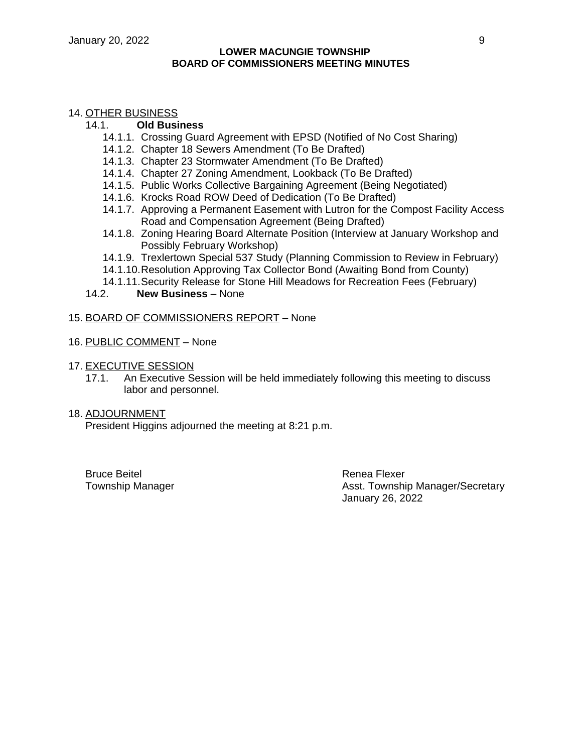14. <u>OTHER BUSINESS</u>

14.1. **Old Business**

14.1.1. Crossing Guard Agreement with EPSD (Notified of No Cost Sharing)
14.1.2. Chapter 18 Sewers Amendment (To Be Drafted)
14.1.3. Chapter 23 Stormwater Amendment (To Be Drafted)
14.1.4. Chapter 27 Zoning Amendment, Lookback (To Be Drafted)
14.1.5. Public Works Collective Bargaining Agreement (Being Negotiated)
14.1.6. Krocks Road ROW Deed of Dedication (To Be Drafted)
14.1.7. Approving a Permanent Easement with Lutron for the Compost Facility Access Road and Compensation Agreement (Being Drafted)
14.1.8. Zoning Hearing Board Alternate Position (Interview at January Workshop and Possibly February Workshop)
14.1.9. Trexlertown Special 537 Study (Planning Commission to Review in February)
14.1.10. Resolution Approving Tax Collector Bond (Awaiting Bond from County)
14.1.11. Security Release for Stone Hill Meadows for Recreation Fees (February)

14.2. **New Business** – None

15. <u>BOARD OF COMMISSIONERS REPORT</u> – None

16. <u>PUBLIC COMMENT</u> – None

17. <u>EXECUTIVE SESSION</u>

17.1. An Executive Session will be held immediately following this meeting to discuss labor and personnel.

18. <u>ADJOURNMENT</u>

President Higgins adjourned the meeting at 8:21 p.m.

Bruce Beitel
Township Manager

Renea Flexer
Asst. Township Manager/Secretary
January 26, 2022